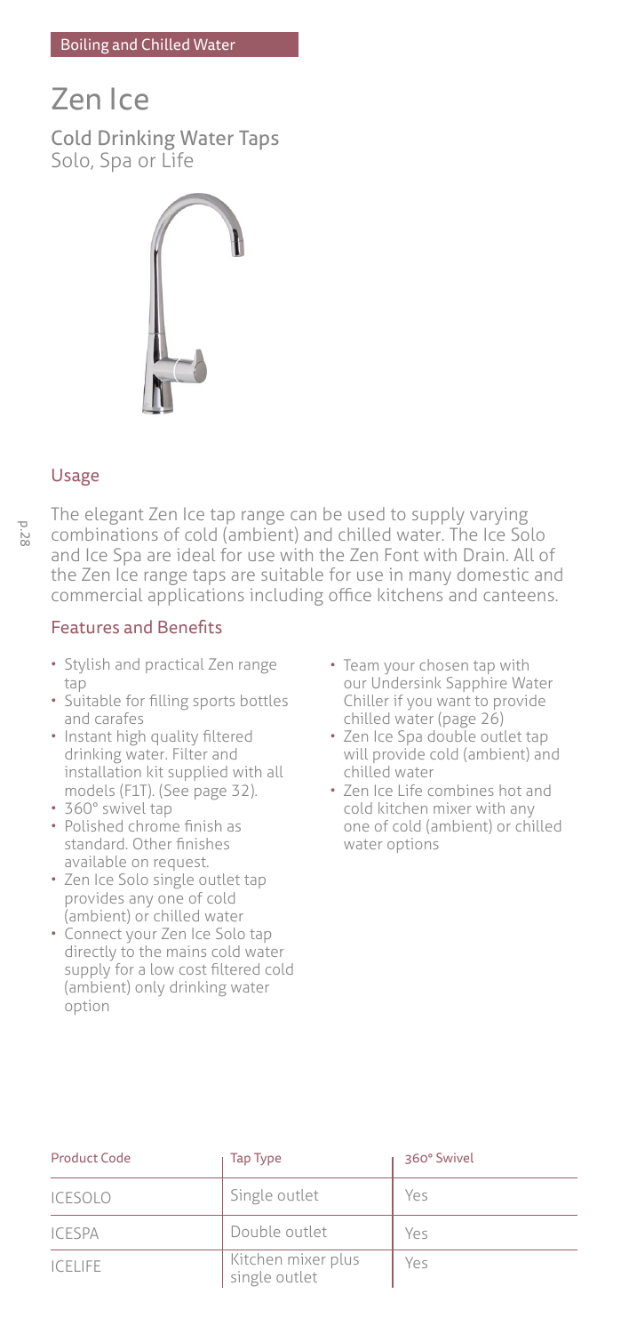Boiling and Chilled Water

# Zen Ice

## Cold Drinking Water Taps
Solo, Spa or Life

### Usage

The elegant Zen Ice tap range can be used to supply varying combinations of cold (ambient) and chilled water. The Ice Solo and Ice Spa are ideal for use with the Zen Font with Drain. All of the Zen Ice range taps are suitable for use in many domestic and commercial applications including office kitchens and canteens.

### Features and Benefits

- Stylish and practical Zen range tap
- Suitable for filling sports bottles and carafes
- Instant high quality filtered drinking water. Filter and installation kit supplied with all models (F1T). (See page 32).
- 360° swivel tap
- Polished chrome finish as standard. Other finishes available on request.
- Zen Ice Solo single outlet tap provides any one of cold (ambient) or chilled water
- Connect your Zen Ice Solo tap directly to the mains cold water supply for a low cost filtered cold (ambient) only drinking water option
- Team your chosen tap with our Undersink Sapphire Water Chiller if you want to provide chilled water (page 26)
- Zen Ice Spa double outlet tap will provide cold (ambient) and chilled water
- Zen Ice Life combines hot and cold kitchen mixer with any one of cold (ambient) or chilled water options

| Product Code | Tap Type | 360° Swivel |
|---|---|---|
| ICESOLO | Single outlet | Yes |
| ICESPA | Double outlet | Yes |
| ICELIFE | Kitchen mixer plus single outlet | Yes |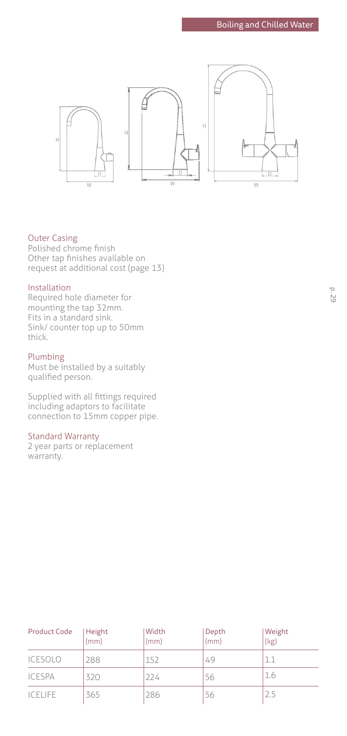### Outer Casing

Polished chrome finish
Other tap finishes available on request at additional cost (page 13)

### Installation

Required hole diameter for mounting the tap 32mm.
Fits in a standard sink.
Sink/ counter top up to 50mm thick.

### Plumbing

Must be installed by a suitably qualified person.

Supplied with all fittings required including adaptors to facilitate connection to 15mm copper pipe.

### Standard Warranty

2 year parts or replacement warranty.

| Product Code | Height (mm) | Width (mm) | Depth (mm) | Weight (kg) |
|---|---|---|---|---|
| ICESOLO | 288 | 152 | 49 | 1.1 |
| ICESPA | 320 | 224 | 56 | 1.6 |
| ICELIFE | 365 | 286 | 56 | 2.5 |